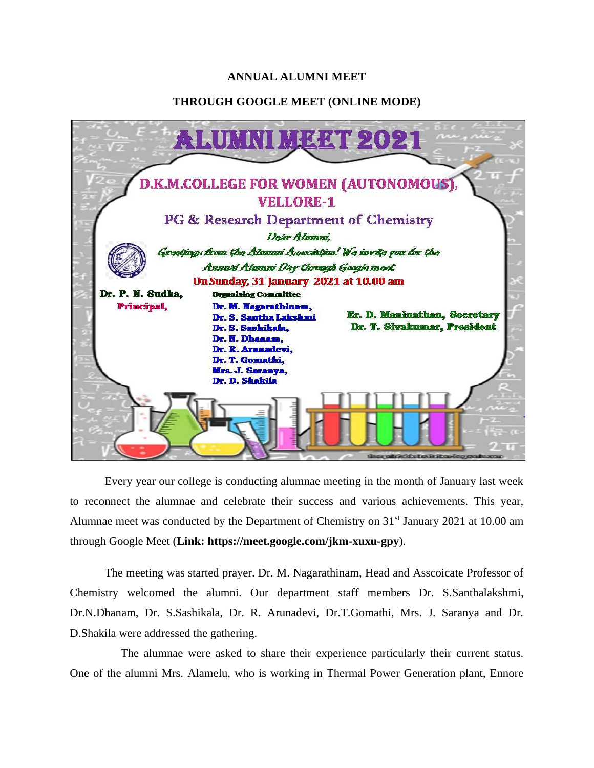**ANNUAL ALUMNI MEET**

**THROUGH GOOGLE MEET (ONLINE MODE)**

# ALUMNI MEET 2021

## D.K.M.COLLEGE FOR WOMEN (AUTONOMOUS), VELLORE-1

### PG & Research Department of Chemistry

*Dear Alumni,*

*Greetings from the Alumni Association! We invite you for the Annual Alumni Day through Google meet*

**On Sunday, 31 January 2021 at 10.00 am**

**Dr. P. N. Sudha,**
**Principal,**

**Organising Committee**
**Dr. M. Nagarathinam,**
**Dr. S. Santha Lakshmi**
**Dr. S. Sashikala,**
**Dr. N. Dhanam,**
**Dr. R. Arunadevi,**
**Dr. T. Gomathi,**
**Mrs. J. Saranya,**
**Dr. D. Shakila**

**Er. D. Maninathan, Secretary**
**Dr. T. Sivakumar, President**

Every year our college is conducting alumnae meeting in the month of January last week to reconnect the alumnae and celebrate their success and various achievements. This year, Alumnae meet was conducted by the Department of Chemistry on 31st January 2021 at 10.00 am through Google Meet (**Link: https://meet.google.com/jkm-xuxu-gpy**).

The meeting was started prayer. Dr. M. Nagarathinam, Head and Asscoicate Professor of Chemistry welcomed the alumni. Our department staff members Dr. S.Santhalakshmi, Dr.N.Dhanam, Dr. S.Sashikala, Dr. R. Arunadevi, Dr.T.Gomathi, Mrs. J. Saranya and Dr. D.Shakila were addressed the gathering.

The alumnae were asked to share their experience particularly their current status. One of the alumni Mrs. Alamelu, who is working in Thermal Power Generation plant, Ennore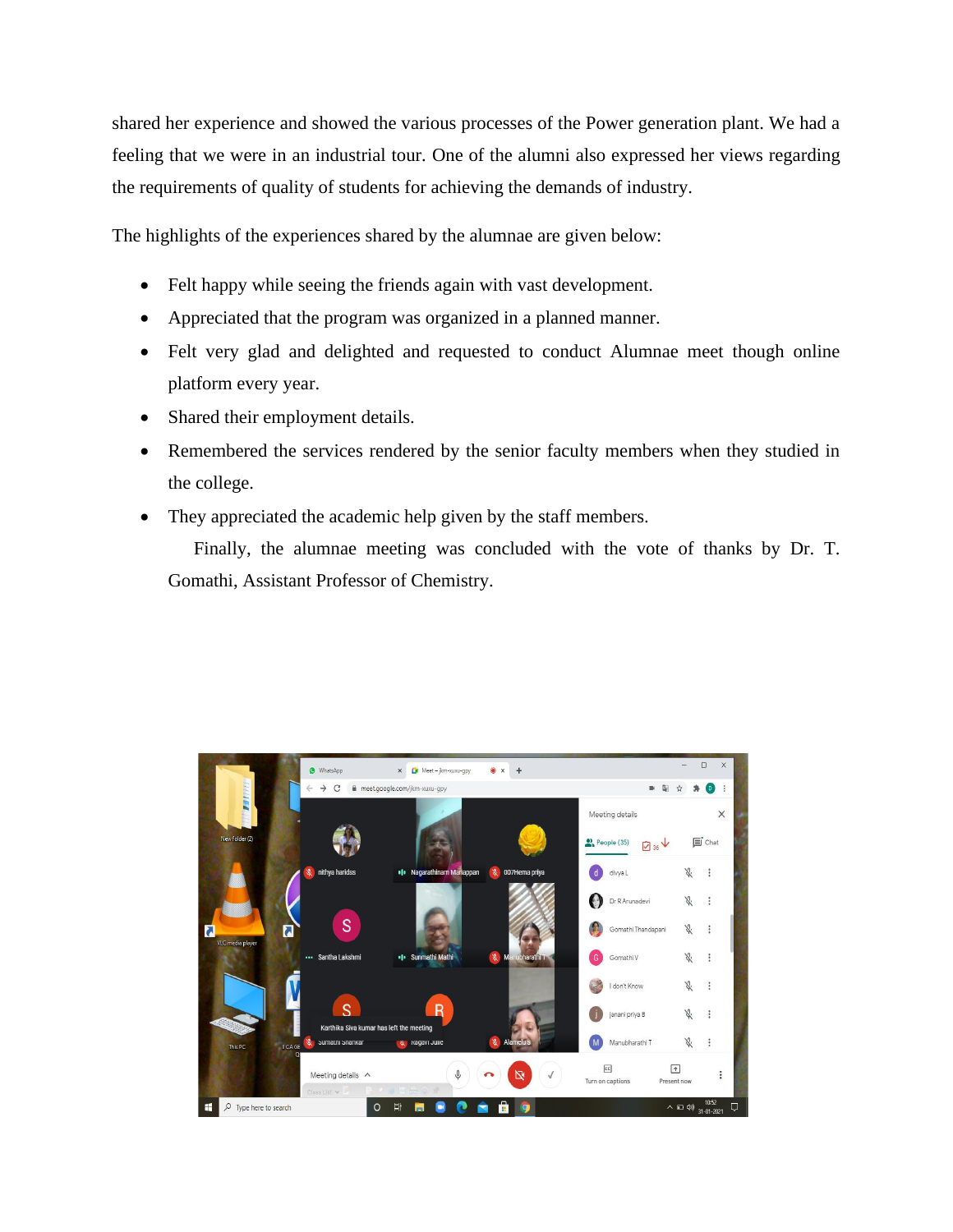shared her experience and showed the various processes of the Power generation plant. We had a feeling that we were in an industrial tour. One of the alumni also expressed her views regarding the requirements of quality of students for achieving the demands of industry.

The highlights of the experiences shared by the alumnae are given below:

- Felt happy while seeing the friends again with vast development.
- Appreciated that the program was organized in a planned manner.
- Felt very glad and delighted and requested to conduct Alumnae meet though online platform every year.
- Shared their employment details.
- Remembered the services rendered by the senior faculty members when they studied in the college.
- They appreciated the academic help given by the staff members.

Finally, the alumnae meeting was concluded with the vote of thanks by Dr. T. Gomathi, Assistant Professor of Chemistry.